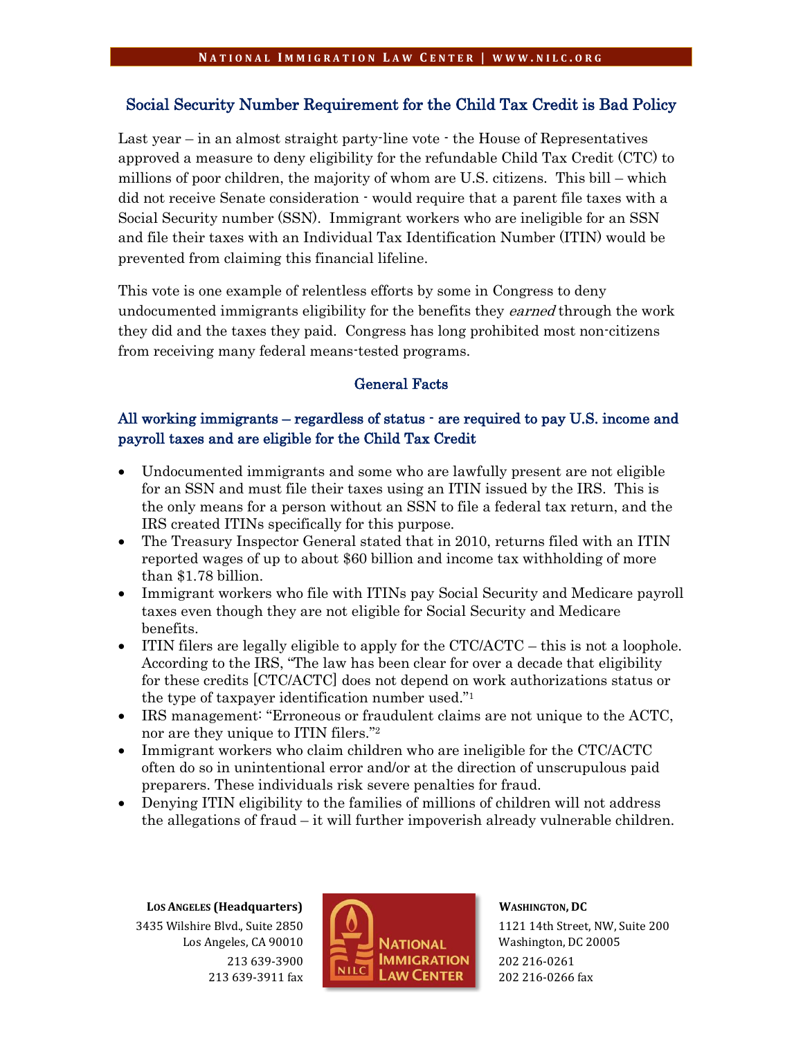# Social Security Number Requirement for the Child Tax Credit is Bad Policy

Last year – in an almost straight party-line vote - the House of Representatives approved a measure to deny eligibility for the refundable Child Tax Credit (CTC) to millions of poor children, the majority of whom are U.S. citizens. This bill – which did not receive Senate consideration - would require that a parent file taxes with a Social Security number (SSN). Immigrant workers who are ineligible for an SSN and file their taxes with an Individual Tax Identification Number (ITIN) would be prevented from claiming this financial lifeline.

This vote is one example of relentless efforts by some in Congress to deny undocumented immigrants eligibility for the benefits they *earned* through the work they did and the taxes they paid. Congress has long prohibited most non-citizens from receiving many federal means-tested programs.

## General Facts

### All working immigrants – regardless of status - are required to pay U.S. income and payroll taxes and are eligible for the Child Tax Credit

- Undocumented immigrants and some who are lawfully present are not eligible for an SSN and must file their taxes using an ITIN issued by the IRS. This is the only means for a person without an SSN to file a federal tax return, and the IRS created ITINs specifically for this purpose.
- The Treasury Inspector General stated that in 2010, returns filed with an ITIN reported wages of up to about $60 billion and income tax withholding of more than $1.78 billion.
- Immigrant workers who file with ITINs pay Social Security and Medicare payroll taxes even though they are not eligible for Social Security and Medicare benefits.
- ITIN filers are legally eligible to apply for the CTC/ACTC – this is not a loophole. According to the IRS, "The law has been clear for over a decade that eligibility for these credits [CTC/ACTC] does not depend on work authorizations status or the type of taxpayer identification number used."[1]
- IRS management: "Erroneous or fraudulent claims are not unique to the ACTC, nor are they unique to ITIN filers."[2]
- Immigrant workers who claim children who are ineligible for the CTC/ACTC often do so in unintentional error and/or at the direction of unscrupulous paid preparers. These individuals risk severe penalties for fraud.
- Denying ITIN eligibility to the families of millions of children will not address the allegations of fraud – it will further impoverish already vulnerable children.

**LOS ANGELES (Headquarters)**
3435 Wilshire Blvd., Suite 2850
Los Angeles, CA 90010
213 639-3900
213 639-3911 fax

**WASHINGTON, DC**
1121 14th Street, NW, Suite 200
Washington, DC 20005
202 216-0261
202 216-0266 fax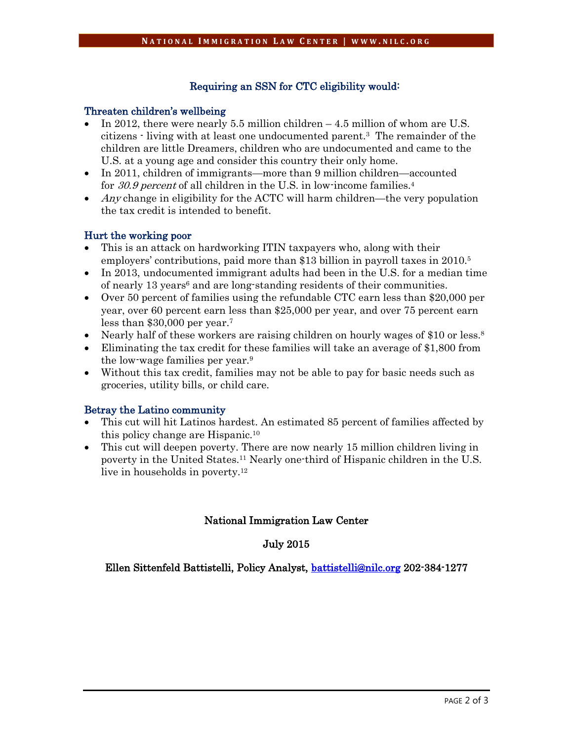## Requiring an SSN for CTC eligibility would:

### Threaten children's wellbeing

- In 2012, there were nearly 5.5 million children – 4.5 million of whom are U.S. citizens - living with at least one undocumented parent.[3] The remainder of the children are little Dreamers, children who are undocumented and came to the U.S. at a young age and consider this country their only home.
- In 2011, children of immigrants—more than 9 million children—accounted for *30.9 percent* of all children in the U.S. in low-income families.[4]
- *Any* change in eligibility for the ACTC will harm children—the very population the tax credit is intended to benefit.

### Hurt the working poor

- This is an attack on hardworking ITIN taxpayers who, along with their employers' contributions, paid more than $13 billion in payroll taxes in 2010.[5]
- In 2013, undocumented immigrant adults had been in the U.S. for a median time of nearly 13 years[6] and are long-standing residents of their communities.
- Over 50 percent of families using the refundable CTC earn less than $20,000 per year, over 60 percent earn less than $25,000 per year, and over 75 percent earn less than $30,000 per year.[7]
- Nearly half of these workers are raising children on hourly wages of $10 or less.[8]
- Eliminating the tax credit for these families will take an average of $1,800 from the low-wage families per year.[9]
- Without this tax credit, families may not be able to pay for basic needs such as groceries, utility bills, or child care.

### Betray the Latino community

- This cut will hit Latinos hardest. An estimated 85 percent of families affected by this policy change are Hispanic.[10]
- This cut will deepen poverty. There are now nearly 15 million children living in poverty in the United States.[11] Nearly one-third of Hispanic children in the U.S. live in households in poverty.[12]

National Immigration Law Center

July 2015

Ellen Sittenfeld Battistelli, Policy Analyst, battistelli@nilc.org 202-384-1277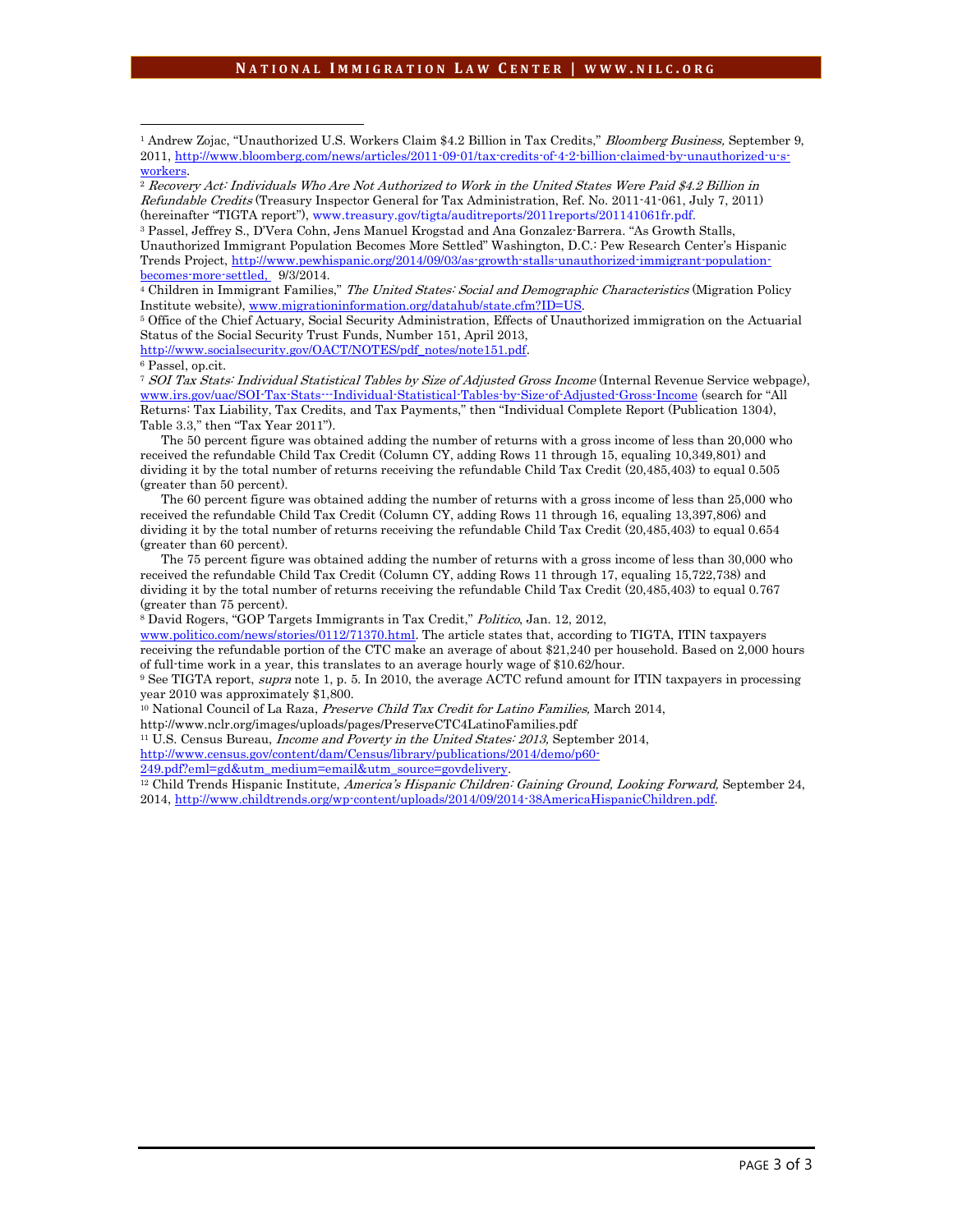[1] Andrew Zojac, "Unauthorized U.S. Workers Claim $4.2 Billion in Tax Credits," *Bloomberg Business,* September 9, 2011, http://www.bloomberg.com/news/articles/2011-09-01/tax-credits-of-4-2-billion-claimed-by-unauthorized-u-s-workers.

[2] *Recovery Act: Individuals Who Are Not Authorized to Work in the United States Were Paid $4.2 Billion in Refundable Credits* (Treasury Inspector General for Tax Administration, Ref. No. 2011-41-061, July 7, 2011) (hereinafter "TIGTA report"), www.treasury.gov/tigta/auditreports/2011reports/201141061fr.pdf.

[3] Passel, Jeffrey S., D'Vera Cohn, Jens Manuel Krogstad and Ana Gonzalez-Barrera. "As Growth Stalls, Unauthorized Immigrant Population Becomes More Settled" Washington, D.C.: Pew Research Center's Hispanic Trends Project, http://www.pewhispanic.org/2014/09/03/as-growth-stalls-unauthorized-immigrant-population-becomes-more-settled, 9/3/2014.

[4] Children in Immigrant Families," *The United States: Social and Demographic Characteristics* (Migration Policy Institute website), www.migrationinformation.org/datahub/state.cfm?ID=US.

[5] Office of the Chief Actuary, Social Security Administration, Effects of Unauthorized immigration on the Actuarial Status of the Social Security Trust Funds, Number 151, April 2013, http://www.socialsecurity.gov/OACT/NOTES/pdf_notes/note151.pdf.

[6] Passel, op.cit.

[7] *SOI Tax Stats: Individual Statistical Tables by Size of Adjusted Gross Income* (Internal Revenue Service webpage), www.irs.gov/uac/SOI-Tax-Stats---Individual-Statistical-Tables-by-Size-of-Adjusted-Gross-Income (search for "All Returns: Tax Liability, Tax Credits, and Tax Payments," then "Individual Complete Report (Publication 1304), Table 3.3," then "Tax Year 2011").

The 50 percent figure was obtained adding the number of returns with a gross income of less than 20,000 who received the refundable Child Tax Credit (Column CY, adding Rows 11 through 15, equaling 10,349,801) and dividing it by the total number of returns receiving the refundable Child Tax Credit (20,485,403) to equal 0.505 (greater than 50 percent).

The 60 percent figure was obtained adding the number of returns with a gross income of less than 25,000 who received the refundable Child Tax Credit (Column CY, adding Rows 11 through 16, equaling 13,397,806) and dividing it by the total number of returns receiving the refundable Child Tax Credit (20,485,403) to equal 0.654 (greater than 60 percent).

The 75 percent figure was obtained adding the number of returns with a gross income of less than 30,000 who received the refundable Child Tax Credit (Column CY, adding Rows 11 through 17, equaling 15,722,738) and dividing it by the total number of returns receiving the refundable Child Tax Credit (20,485,403) to equal 0.767 (greater than 75 percent).

[8] David Rogers, "GOP Targets Immigrants in Tax Credit," *Politico*, Jan. 12, 2012, www.politico.com/news/stories/0112/71370.html. The article states that, according to TIGTA, ITIN taxpayers receiving the refundable portion of the CTC make an average of about $21,240 per household. Based on 2,000 hours of full-time work in a year, this translates to an average hourly wage of $10.62/hour.

[9] See TIGTA report, *supra* note 1, p. 5. In 2010, the average ACTC refund amount for ITIN taxpayers in processing year 2010 was approximately $1,800.

[10] National Council of La Raza, *Preserve Child Tax Credit for Latino Families,* March 2014, http://www.nclr.org/images/uploads/pages/PreserveCTC4LatinoFamilies.pdf

[11] U.S. Census Bureau, *Income and Poverty in the United States: 2013,* September 2014, http://www.census.gov/content/dam/Census/library/publications/2014/demo/p60-249.pdf?eml=gd&utm_medium=email&utm_source=govdelivery.

[12] Child Trends Hispanic Institute, *America's Hispanic Children: Gaining Ground, Looking Forward,* September 24, 2014, http://www.childtrends.org/wp-content/uploads/2014/09/2014-38AmericaHispanicChildren.pdf.